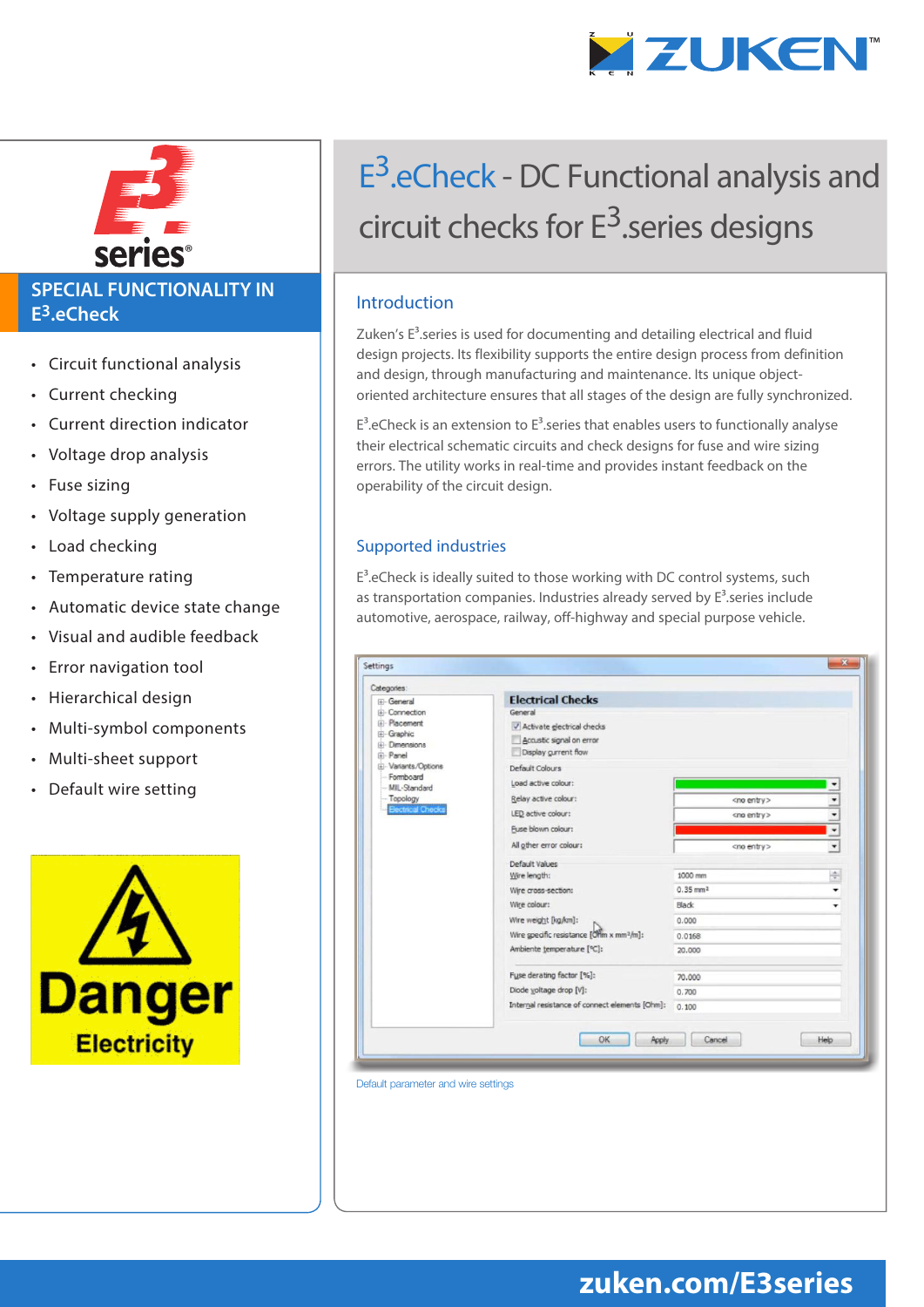# E[3].eCheck - DC Functional analysis and circuit checks for E[3].series designs

## SPECIAL FUNCTIONALITY IN E[3].eCheck

- Circuit functional analysis
- Current checking
- Current direction indicator
- Voltage drop analysis
- Fuse sizing
- Voltage supply generation
- Load checking
- Temperature rating
- Automatic device state change
- Visual and audible feedback
- Error navigation tool
- Hierarchical design
- Multi-symbol components
- Multi-sheet support
- Default wire setting

## Introduction

Zuken's E[3].series is used for documenting and detailing electrical and fluid design projects. Its flexibility supports the entire design process from definition and design, through manufacturing and maintenance. Its unique object-oriented architecture ensures that all stages of the design are fully synchronized.

E[3].eCheck is an extension to E[3].series that enables users to functionally analyse their electrical schematic circuits and check designs for fuse and wire sizing errors. The utility works in real-time and provides instant feedback on the operability of the circuit design.

## Supported industries

E[3].eCheck is ideally suited to those working with DC control systems, such as transportation companies. Industries already served by E[3].series include automotive, aerospace, railway, off-highway and special purpose vehicle.

Default parameter and wire settings

zuken.com/E3series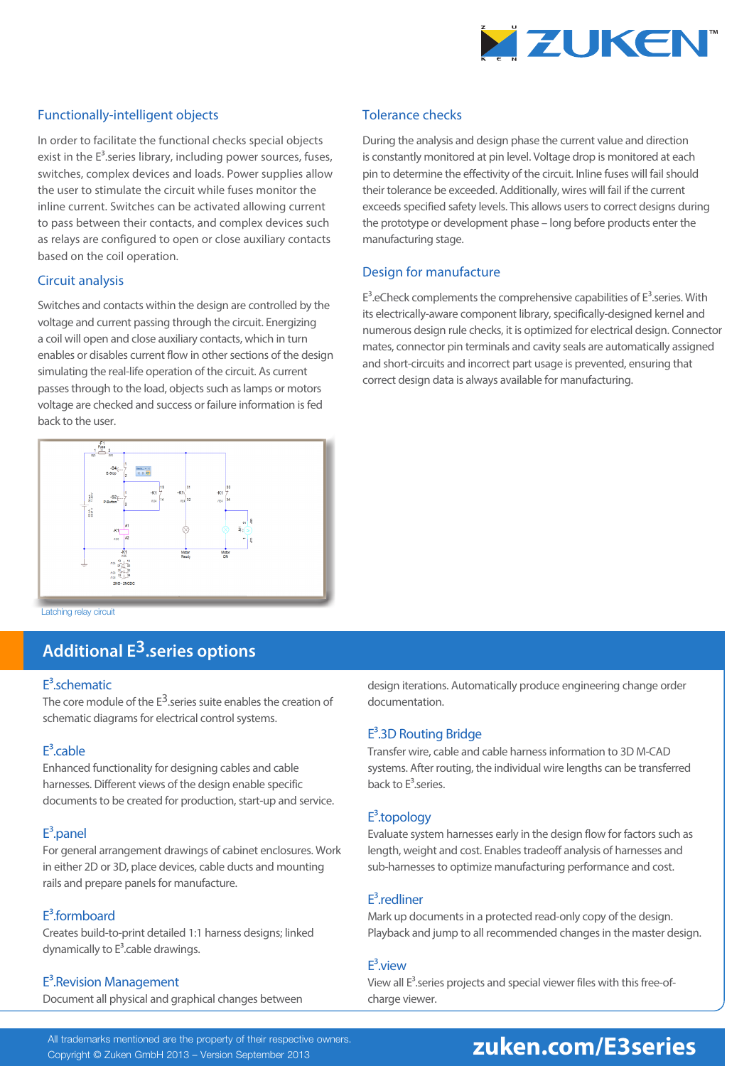## Functionally-intelligent objects

In order to facilitate the functional checks special objects exist in the E³.series library, including power sources, fuses, switches, complex devices and loads. Power supplies allow the user to stimulate the circuit while fuses monitor the inline current. Switches can be activated allowing current to pass between their contacts, and complex devices such as relays are configured to open or close auxiliary contacts based on the coil operation.

## Circuit analysis

Switches and contacts within the design are controlled by the voltage and current passing through the circuit. Energizing a coil will open and close auxiliary contacts, which in turn enables or disables current flow in other sections of the design simulating the real-life operation of the circuit. As current passes through to the load, objects such as lamps or motors voltage are checked and success or failure information is fed back to the user.

Latching relay circuit

## Tolerance checks

During the analysis and design phase the current value and direction is constantly monitored at pin level. Voltage drop is monitored at each pin to determine the effectivity of the circuit. Inline fuses will fail should their tolerance be exceeded. Additionally, wires will fail if the current exceeds specified safety levels. This allows users to correct designs during the prototype or development phase – long before products enter the manufacturing stage.

## Design for manufacture

E³.eCheck complements the comprehensive capabilities of E³.series. With its electrically-aware component library, specifically-designed kernel and numerous design rule checks, it is optimized for electrical design. Connector mates, connector pin terminals and cavity seals are automatically assigned and short-circuits and incorrect part usage is prevented, ensuring that correct design data is always available for manufacturing.

# Additional E³.series options

### E³.schematic

The core module of the E³.series suite enables the creation of schematic diagrams for electrical control systems.

### E³.cable

Enhanced functionality for designing cables and cable harnesses. Different views of the design enable specific documents to be created for production, start-up and service.

### E³.panel

For general arrangement drawings of cabinet enclosures. Work in either 2D or 3D, place devices, cable ducts and mounting rails and prepare panels for manufacture.

### E³.formboard

Creates build-to-print detailed 1:1 harness designs; linked dynamically to E³.cable drawings.

### E³.Revision Management

Document all physical and graphical changes between design iterations. Automatically produce engineering change order documentation.

### E³.3D Routing Bridge

Transfer wire, cable and cable harness information to 3D M-CAD systems. After routing, the individual wire lengths can be transferred back to E³.series.

### E³.topology

Evaluate system harnesses early in the design flow for factors such as length, weight and cost. Enables tradeoff analysis of harnesses and sub-harnesses to optimize manufacturing performance and cost.

### E³.redliner

Mark up documents in a protected read-only copy of the design. Playback and jump to all recommended changes in the master design.

### E³.view

View all E³.series projects and special viewer files with this free-of-charge viewer.

All trademarks mentioned are the property of their respective owners.
Copyright © Zuken GmbH 2013 – Version September 2013

**zuken.com/E3series**